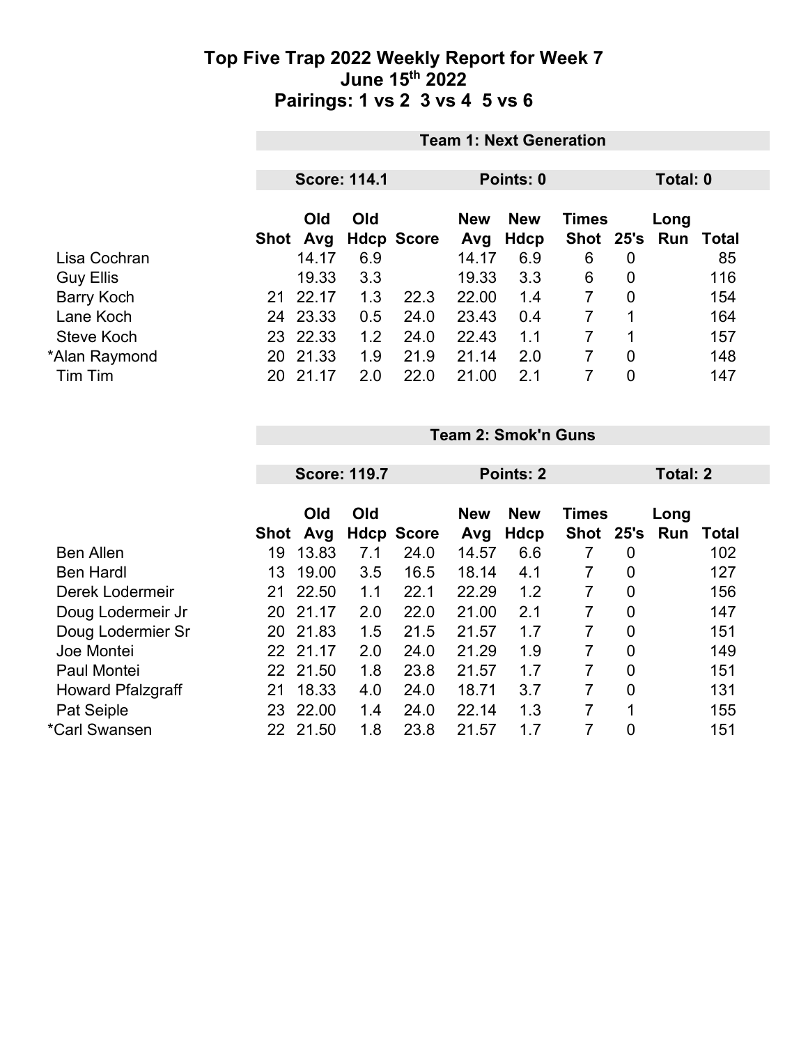# Top Five Trap 2022 Weekly Report for Week 7

## June 15th 2022

## Pairings: 1 vs 2 3 vs 4 5 vs 6

### Team 1: Next Generation

**Score: 114.1** | **Points: 0** | **Total: 0**

| | Shot | Old Avg | Old Hdcp | Score | New Avg | New Hdcp | Times Shot | 25's | Long Run | Total |
|---|---|---|---|---|---|---|---|---|---|---|
| Lisa Cochran | | 14.17 | 6.9 | | 14.17 | 6.9 | 6 | 0 | | 85 |
| Guy Ellis | | 19.33 | 3.3 | | 19.33 | 3.3 | 6 | 0 | | 116 |
| Barry Koch | 21 | 22.17 | 1.3 | 22.3 | 22.00 | 1.4 | 7 | 0 | | 154 |
| Lane Koch | 24 | 23.33 | 0.5 | 24.0 | 23.43 | 0.4 | 7 | 1 | | 164 |
| Steve Koch | 23 | 22.33 | 1.2 | 24.0 | 22.43 | 1.1 | 7 | 1 | | 157 |
| *Alan Raymond | 20 | 21.33 | 1.9 | 21.9 | 21.14 | 2.0 | 7 | 0 | | 148 |
| Tim Tim | 20 | 21.17 | 2.0 | 22.0 | 21.00 | 2.1 | 7 | 0 | | 147 |

### Team 2: Smok'n Guns

**Score: 119.7** | **Points: 2** | **Total: 2**

| | Shot | Old Avg | Old Hdcp | Score | New Avg | New Hdcp | Times Shot | 25's | Long Run | Total |
|---|---|---|---|---|---|---|---|---|---|---|
| Ben Allen | 19 | 13.83 | 7.1 | 24.0 | 14.57 | 6.6 | 7 | 0 | | 102 |
| Ben Hardl | 13 | 19.00 | 3.5 | 16.5 | 18.14 | 4.1 | 7 | 0 | | 127 |
| Derek Lodermeir | 21 | 22.50 | 1.1 | 22.1 | 22.29 | 1.2 | 7 | 0 | | 156 |
| Doug Lodermeir Jr | 20 | 21.17 | 2.0 | 22.0 | 21.00 | 2.1 | 7 | 0 | | 147 |
| Doug Lodermier Sr | 20 | 21.83 | 1.5 | 21.5 | 21.57 | 1.7 | 7 | 0 | | 151 |
| Joe Montei | 22 | 21.17 | 2.0 | 24.0 | 21.29 | 1.9 | 7 | 0 | | 149 |
| Paul Montei | 22 | 21.50 | 1.8 | 23.8 | 21.57 | 1.7 | 7 | 0 | | 151 |
| Howard Pfalzgraff | 21 | 18.33 | 4.0 | 24.0 | 18.71 | 3.7 | 7 | 0 | | 131 |
| Pat Seiple | 23 | 22.00 | 1.4 | 24.0 | 22.14 | 1.3 | 7 | 1 | | 155 |
| *Carl Swansen | 22 | 21.50 | 1.8 | 23.8 | 21.57 | 1.7 | 7 | 0 | | 151 |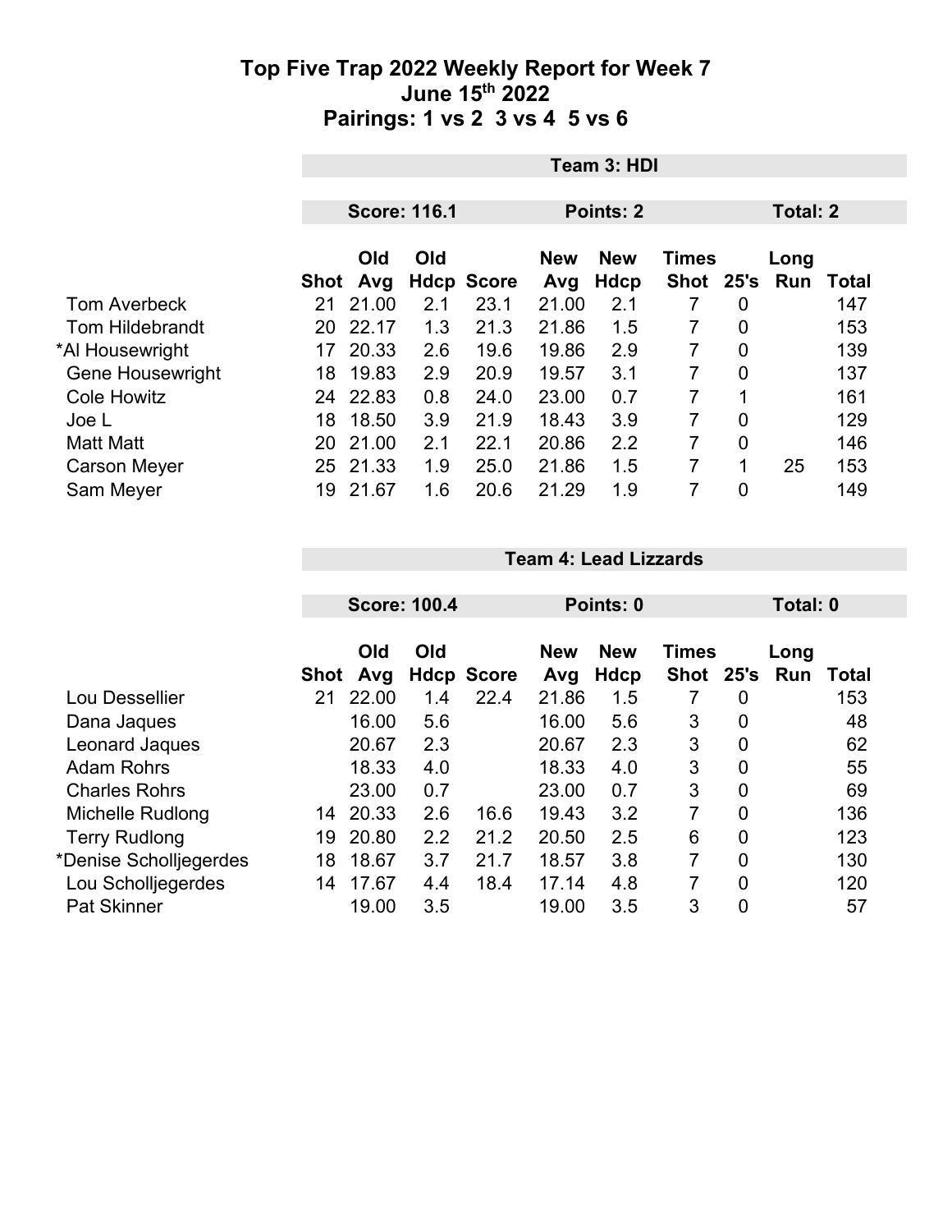# Top Five Trap 2022 Weekly Report for Week 7
## June 15th 2022
## Pairings: 1 vs 2  3 vs 4  5 vs 6

**Team 3: HDI**

| | Score: 116.1 | | | | Points: 2 | | | | Total: 2 | |
|---|---|---|---|---|---|---|---|---|---|---|
| | Shot | Old Avg | Old Hdcp | Score | New Avg | New Hdcp | Times Shot | 25's | Long Run | Total |
| Tom Averbeck | 21 | 21.00 | 2.1 | 23.1 | 21.00 | 2.1 | 7 | 0 | | 147 |
| Tom Hildebrandt | 20 | 22.17 | 1.3 | 21.3 | 21.86 | 1.5 | 7 | 0 | | 153 |
| *Al Housewright | 17 | 20.33 | 2.6 | 19.6 | 19.86 | 2.9 | 7 | 0 | | 139 |
| Gene Housewright | 18 | 19.83 | 2.9 | 20.9 | 19.57 | 3.1 | 7 | 0 | | 137 |
| Cole Howitz | 24 | 22.83 | 0.8 | 24.0 | 23.00 | 0.7 | 7 | 1 | | 161 |
| Joe L | 18 | 18.50 | 3.9 | 21.9 | 18.43 | 3.9 | 7 | 0 | | 129 |
| Matt Matt | 20 | 21.00 | 2.1 | 22.1 | 20.86 | 2.2 | 7 | 0 | | 146 |
| Carson Meyer | 25 | 21.33 | 1.9 | 25.0 | 21.86 | 1.5 | 7 | 1 | 25 | 153 |
| Sam Meyer | 19 | 21.67 | 1.6 | 20.6 | 21.29 | 1.9 | 7 | 0 | | 149 |

**Team 4: Lead Lizzards**

| | Score: 100.4 | | | | Points: 0 | | | | Total: 0 | |
|---|---|---|---|---|---|---|---|---|---|---|
| | Shot | Old Avg | Old Hdcp | Score | New Avg | New Hdcp | Times Shot | 25's | Long Run | Total |
| Lou Dessellier | 21 | 22.00 | 1.4 | 22.4 | 21.86 | 1.5 | 7 | 0 | | 153 |
| Dana Jaques | | 16.00 | 5.6 | | 16.00 | 5.6 | 3 | 0 | | 48 |
| Leonard Jaques | | 20.67 | 2.3 | | 20.67 | 2.3 | 3 | 0 | | 62 |
| Adam Rohrs | | 18.33 | 4.0 | | 18.33 | 4.0 | 3 | 0 | | 55 |
| Charles Rohrs | | 23.00 | 0.7 | | 23.00 | 0.7 | 3 | 0 | | 69 |
| Michelle Rudlong | 14 | 20.33 | 2.6 | 16.6 | 19.43 | 3.2 | 7 | 0 | | 136 |
| Terry Rudlong | 19 | 20.80 | 2.2 | 21.2 | 20.50 | 2.5 | 6 | 0 | | 123 |
| *Denise Scholljegerdes | 18 | 18.67 | 3.7 | 21.7 | 18.57 | 3.8 | 7 | 0 | | 130 |
| Lou Scholljegerdes | 14 | 17.67 | 4.4 | 18.4 | 17.14 | 4.8 | 7 | 0 | | 120 |
| Pat Skinner | | 19.00 | 3.5 | | 19.00 | 3.5 | 3 | 0 | | 57 |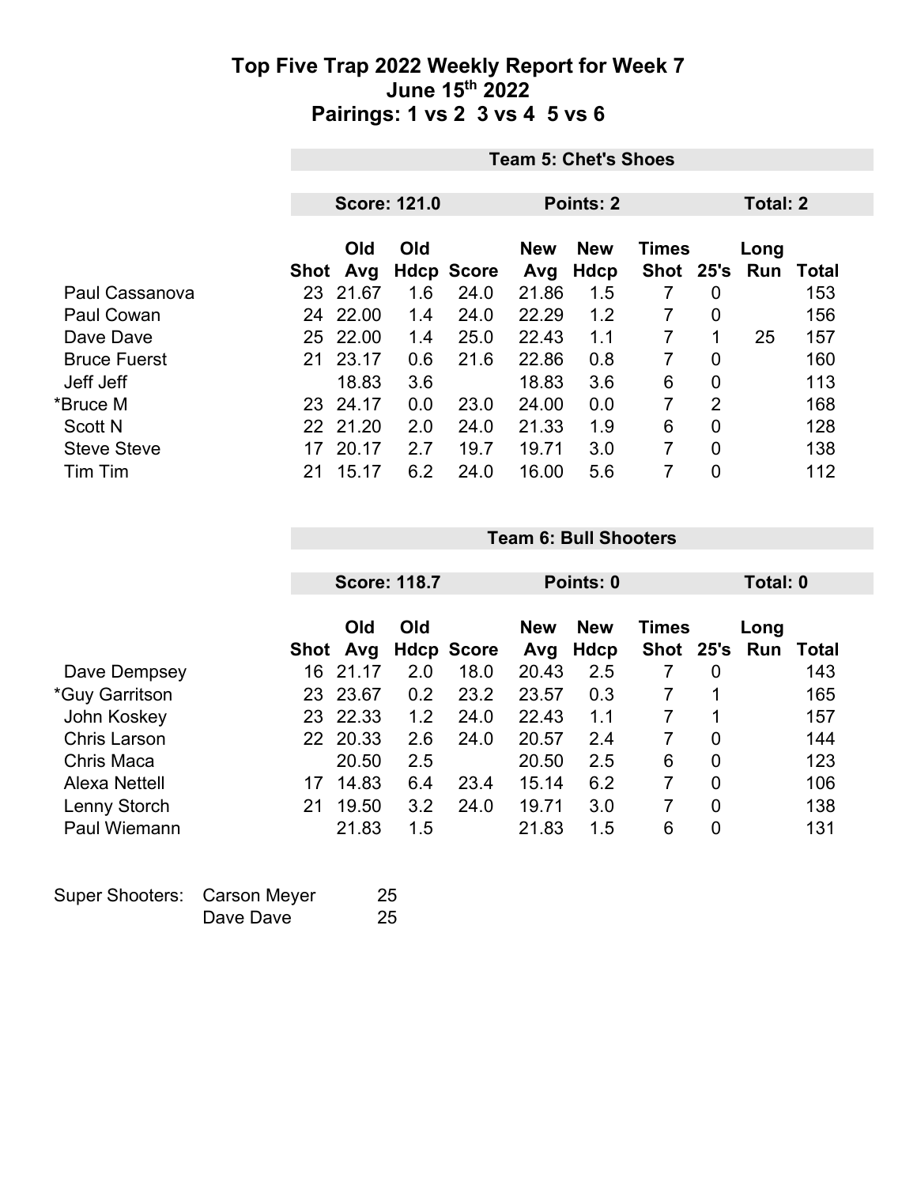# Top Five Trap 2022 Weekly Report for Week 7
## June 15th 2022
## Pairings: 1 vs 2 3 vs 4 5 vs 6

**Team 5: Chet's Shoes**

**Score: 121.0** | **Points: 2** | **Total: 2**

| | Shot | Old Avg | Old Hdcp | Score | New Avg | New Hdcp | Times Shot | 25's | Long Run | Total |
|---|---|---|---|---|---|---|---|---|---|---|
| Paul Cassanova | 23 | 21.67 | 1.6 | 24.0 | 21.86 | 1.5 | 7 | 0 | | 153 |
| Paul Cowan | 24 | 22.00 | 1.4 | 24.0 | 22.29 | 1.2 | 7 | 0 | | 156 |
| Dave Dave | 25 | 22.00 | 1.4 | 25.0 | 22.43 | 1.1 | 7 | 1 | 25 | 157 |
| Bruce Fuerst | 21 | 23.17 | 0.6 | 21.6 | 22.86 | 0.8 | 7 | 0 | | 160 |
| Jeff Jeff | | 18.83 | 3.6 | | 18.83 | 3.6 | 6 | 0 | | 113 |
| *Bruce M | 23 | 24.17 | 0.0 | 23.0 | 24.00 | 0.0 | 7 | 2 | | 168 |
| Scott N | 22 | 21.20 | 2.0 | 24.0 | 21.33 | 1.9 | 6 | 0 | | 128 |
| Steve Steve | 17 | 20.17 | 2.7 | 19.7 | 19.71 | 3.0 | 7 | 0 | | 138 |
| Tim Tim | 21 | 15.17 | 6.2 | 24.0 | 16.00 | 5.6 | 7 | 0 | | 112 |

**Team 6: Bull Shooters**

**Score: 118.7** | **Points: 0** | **Total: 0**

| | Shot | Old Avg | Old Hdcp | Score | New Avg | New Hdcp | Times Shot | 25's | Long Run | Total |
|---|---|---|---|---|---|---|---|---|---|---|
| Dave Dempsey | 16 | 21.17 | 2.0 | 18.0 | 20.43 | 2.5 | 7 | 0 | | 143 |
| *Guy Garritson | 23 | 23.67 | 0.2 | 23.2 | 23.57 | 0.3 | 7 | 1 | | 165 |
| John Koskey | 23 | 22.33 | 1.2 | 24.0 | 22.43 | 1.1 | 7 | 1 | | 157 |
| Chris Larson | 22 | 20.33 | 2.6 | 24.0 | 20.57 | 2.4 | 7 | 0 | | 144 |
| Chris Maca | | 20.50 | 2.5 | | 20.50 | 2.5 | 6 | 0 | | 123 |
| Alexa Nettell | 17 | 14.83 | 6.4 | 23.4 | 15.14 | 6.2 | 7 | 0 | | 106 |
| Lenny Storch | 21 | 19.50 | 3.2 | 24.0 | 19.71 | 3.0 | 7 | 0 | | 138 |
| Paul Wiemann | | 21.83 | 1.5 | | 21.83 | 1.5 | 6 | 0 | | 131 |

| Super Shooters: | | |
|---|---|---|
| | Carson Meyer | 25 |
| | Dave Dave | 25 |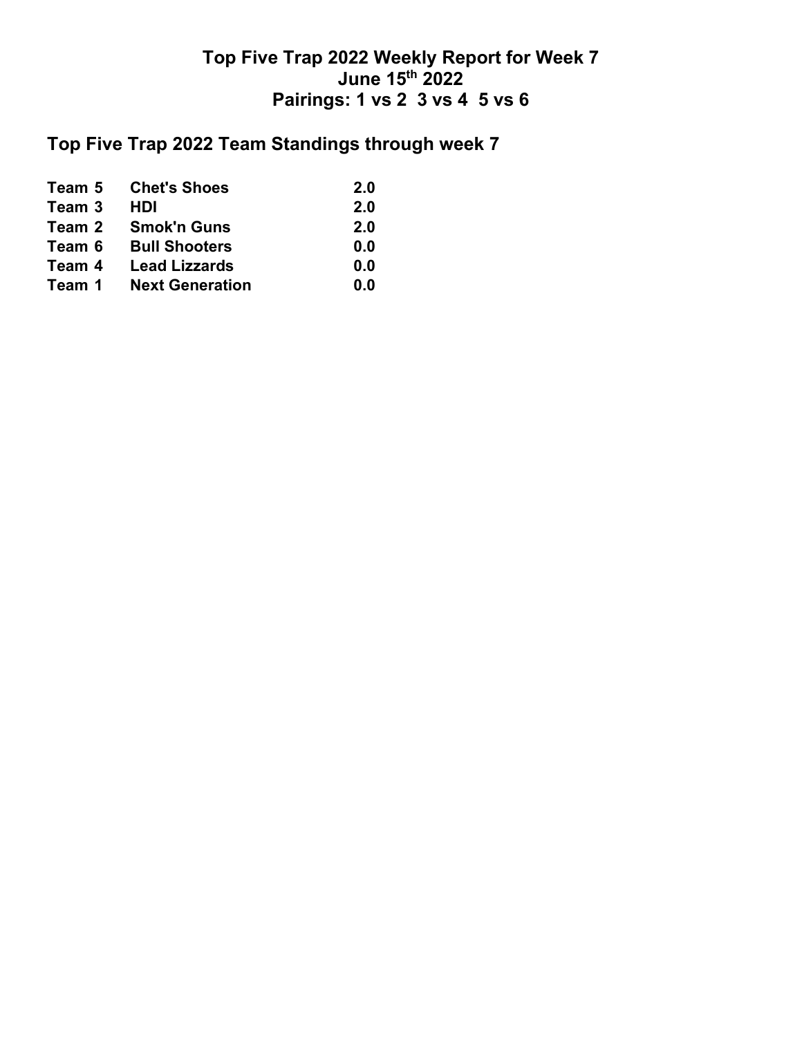# Top Five Trap 2022 Weekly Report for Week 7
# June 15th 2022
# Pairings: 1 vs 2  3 vs 4  5 vs 6

## Top Five Trap 2022 Team Standings through week 7

| | | |
|---|---|---|
| **Team 5** | **Chet's Shoes** | **2.0** |
| **Team 3** | **HDI** | **2.0** |
| **Team 2** | **Smok'n Guns** | **2.0** |
| **Team 6** | **Bull Shooters** | **0.0** |
| **Team 4** | **Lead Lizzards** | **0.0** |
| **Team 1** | **Next Generation** | **0.0** |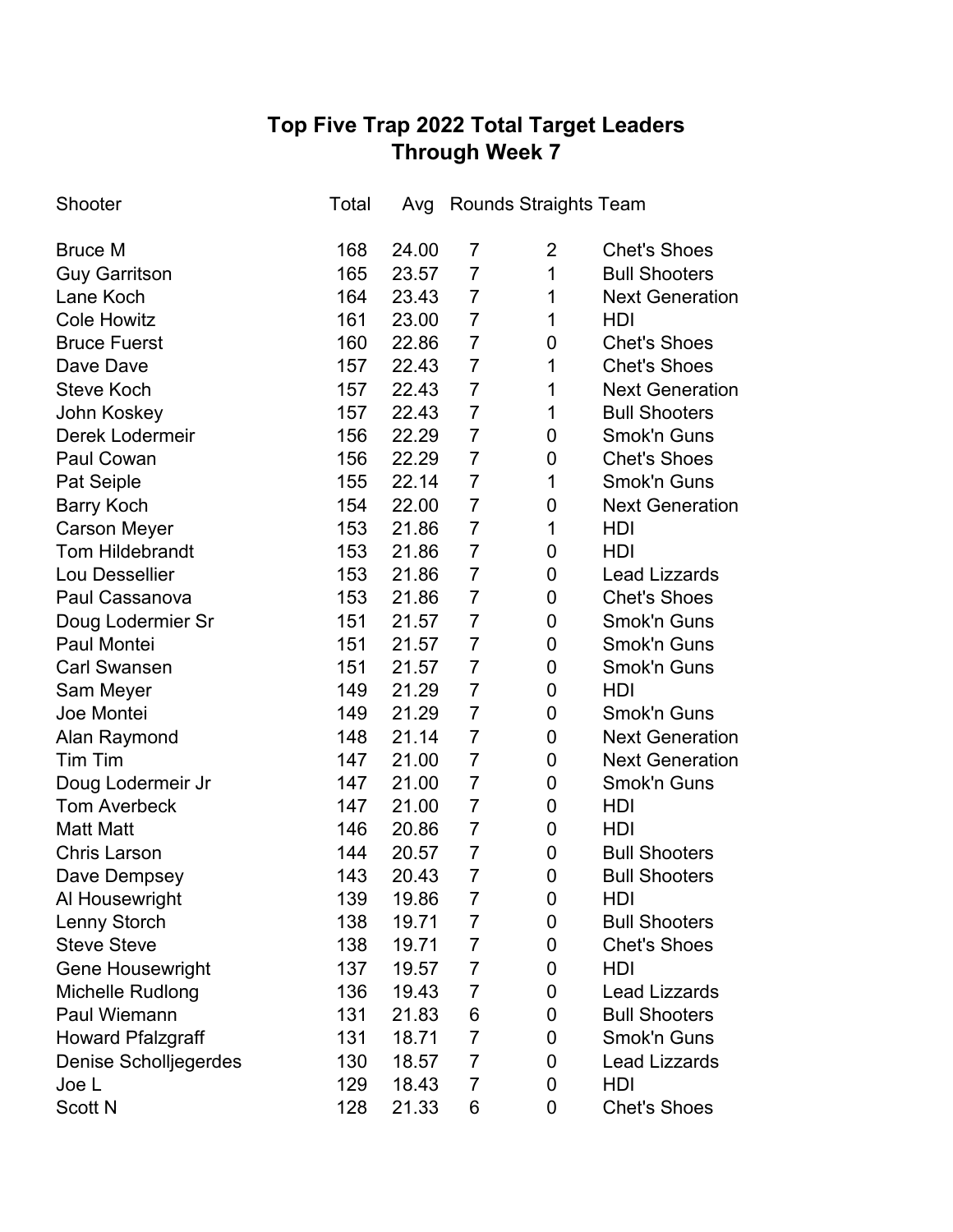# Top Five Trap 2022 Total Target Leaders
## Through Week 7

| Shooter | Total | Avg | Rounds | Straights | Team |
|---|---|---|---|---|---|
| Bruce M | 168 | 24.00 | 7 | 2 | Chet's Shoes |
| Guy Garritson | 165 | 23.57 | 7 | 1 | Bull Shooters |
| Lane Koch | 164 | 23.43 | 7 | 1 | Next Generation |
| Cole Howitz | 161 | 23.00 | 7 | 1 | HDI |
| Bruce Fuerst | 160 | 22.86 | 7 | 0 | Chet's Shoes |
| Dave Dave | 157 | 22.43 | 7 | 1 | Chet's Shoes |
| Steve Koch | 157 | 22.43 | 7 | 1 | Next Generation |
| John Koskey | 157 | 22.43 | 7 | 1 | Bull Shooters |
| Derek Lodermeir | 156 | 22.29 | 7 | 0 | Smok'n Guns |
| Paul Cowan | 156 | 22.29 | 7 | 0 | Chet's Shoes |
| Pat Seiple | 155 | 22.14 | 7 | 1 | Smok'n Guns |
| Barry Koch | 154 | 22.00 | 7 | 0 | Next Generation |
| Carson Meyer | 153 | 21.86 | 7 | 1 | HDI |
| Tom Hildebrandt | 153 | 21.86 | 7 | 0 | HDI |
| Lou Dessellier | 153 | 21.86 | 7 | 0 | Lead Lizzards |
| Paul Cassanova | 153 | 21.86 | 7 | 0 | Chet's Shoes |
| Doug Lodermier Sr | 151 | 21.57 | 7 | 0 | Smok'n Guns |
| Paul Montei | 151 | 21.57 | 7 | 0 | Smok'n Guns |
| Carl Swansen | 151 | 21.57 | 7 | 0 | Smok'n Guns |
| Sam Meyer | 149 | 21.29 | 7 | 0 | HDI |
| Joe Montei | 149 | 21.29 | 7 | 0 | Smok'n Guns |
| Alan Raymond | 148 | 21.14 | 7 | 0 | Next Generation |
| Tim Tim | 147 | 21.00 | 7 | 0 | Next Generation |
| Doug Lodermeir Jr | 147 | 21.00 | 7 | 0 | Smok'n Guns |
| Tom Averbeck | 147 | 21.00 | 7 | 0 | HDI |
| Matt Matt | 146 | 20.86 | 7 | 0 | HDI |
| Chris Larson | 144 | 20.57 | 7 | 0 | Bull Shooters |
| Dave Dempsey | 143 | 20.43 | 7 | 0 | Bull Shooters |
| Al Housewright | 139 | 19.86 | 7 | 0 | HDI |
| Lenny Storch | 138 | 19.71 | 7 | 0 | Bull Shooters |
| Steve Steve | 138 | 19.71 | 7 | 0 | Chet's Shoes |
| Gene Housewright | 137 | 19.57 | 7 | 0 | HDI |
| Michelle Rudlong | 136 | 19.43 | 7 | 0 | Lead Lizzards |
| Paul Wiemann | 131 | 21.83 | 6 | 0 | Bull Shooters |
| Howard Pfalzgraff | 131 | 18.71 | 7 | 0 | Smok'n Guns |
| Denise Scholljegerdes | 130 | 18.57 | 7 | 0 | Lead Lizzards |
| Joe L | 129 | 18.43 | 7 | 0 | HDI |
| Scott N | 128 | 21.33 | 6 | 0 | Chet's Shoes |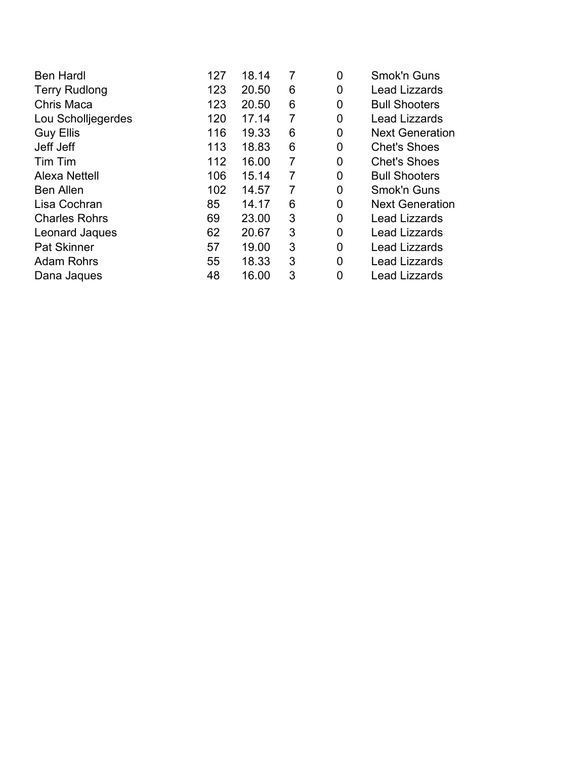| | | | | | |
|---|---|---|---|---|---|
| Ben Hardl | 127 | 18.14 | 7 | 0 | Smok'n Guns |
| Terry Rudlong | 123 | 20.50 | 6 | 0 | Lead Lizzards |
| Chris Maca | 123 | 20.50 | 6 | 0 | Bull Shooters |
| Lou Scholljegerdes | 120 | 17.14 | 7 | 0 | Lead Lizzards |
| Guy Ellis | 116 | 19.33 | 6 | 0 | Next Generation |
| Jeff Jeff | 113 | 18.83 | 6 | 0 | Chet's Shoes |
| Tim Tim | 112 | 16.00 | 7 | 0 | Chet's Shoes |
| Alexa Nettell | 106 | 15.14 | 7 | 0 | Bull Shooters |
| Ben Allen | 102 | 14.57 | 7 | 0 | Smok'n Guns |
| Lisa Cochran | 85 | 14.17 | 6 | 0 | Next Generation |
| Charles Rohrs | 69 | 23.00 | 3 | 0 | Lead Lizzards |
| Leonard Jaques | 62 | 20.67 | 3 | 0 | Lead Lizzards |
| Pat Skinner | 57 | 19.00 | 3 | 0 | Lead Lizzards |
| Adam Rohrs | 55 | 18.33 | 3 | 0 | Lead Lizzards |
| Dana Jaques | 48 | 16.00 | 3 | 0 | Lead Lizzards |